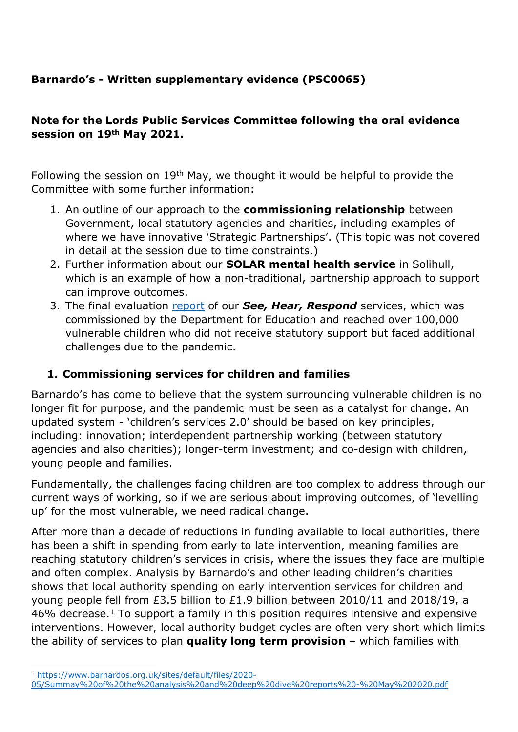**Barnardo's - Written supplementary evidence (PSC0065)**

**Note for the Lords Public Services Committee following the oral evidence session on 19th May 2021.**

Following the session on 19th May, we thought it would be helpful to provide the Committee with some further information:

1. An outline of our approach to the **commissioning relationship** between Government, local statutory agencies and charities, including examples of where we have innovative 'Strategic Partnerships'. (This topic was not covered in detail at the session due to time constraints.)
2. Further information about our **SOLAR mental health service** in Solihull, which is an example of how a non-traditional, partnership approach to support can improve outcomes.
3. The final evaluation report of our ***See, Hear, Respond*** services, which was commissioned by the Department for Education and reached over 100,000 vulnerable children who did not receive statutory support but faced additional challenges due to the pandemic.

## 1. Commissioning services for children and families

Barnardo's has come to believe that the system surrounding vulnerable children is no longer fit for purpose, and the pandemic must be seen as a catalyst for change. An updated system - 'children's services 2.0' should be based on key principles, including: innovation; interdependent partnership working (between statutory agencies and also charities); longer-term investment; and co-design with children, young people and families.

Fundamentally, the challenges facing children are too complex to address through our current ways of working, so if we are serious about improving outcomes, of 'levelling up' for the most vulnerable, we need radical change.

After more than a decade of reductions in funding available to local authorities, there has been a shift in spending from early to late intervention, meaning families are reaching statutory children's services in crisis, where the issues they face are multiple and often complex. Analysis by Barnardo's and other leading children's charities shows that local authority spending on early intervention services for children and young people fell from £3.5 billion to £1.9 billion between 2010/11 and 2018/19, a 46% decrease.[1] To support a family in this position requires intensive and expensive interventions. However, local authority budget cycles are often very short which limits the ability of services to plan **quality long term provision** – which families with

[1] https://www.barnardos.org.uk/sites/default/files/2020-05/Summay%20of%20the%20analysis%20and%20deep%20dive%20reports%20-%20May%202020.pdf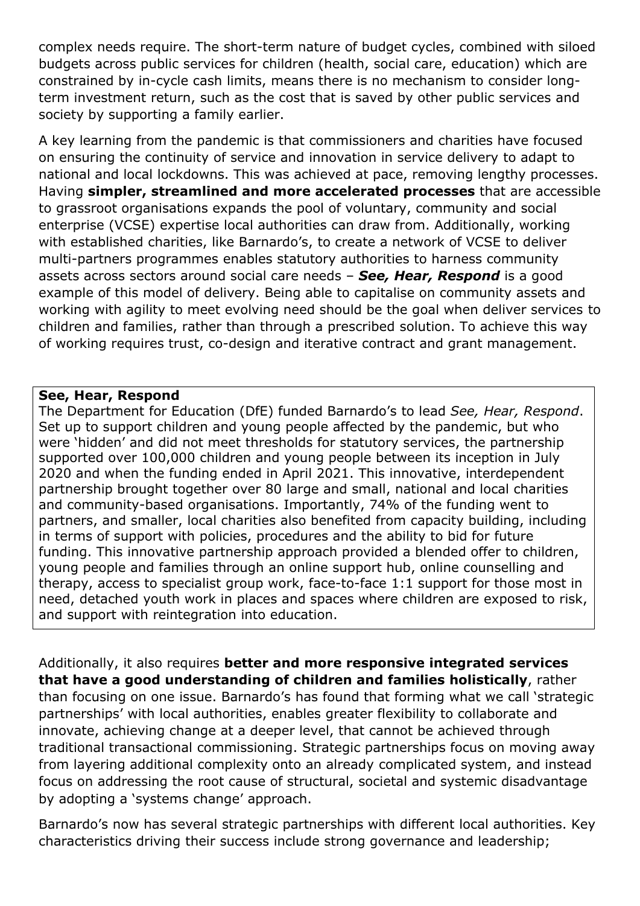complex needs require. The short-term nature of budget cycles, combined with siloed budgets across public services for children (health, social care, education) which are constrained by in-cycle cash limits, means there is no mechanism to consider long-term investment return, such as the cost that is saved by other public services and society by supporting a family earlier.

A key learning from the pandemic is that commissioners and charities have focused on ensuring the continuity of service and innovation in service delivery to adapt to national and local lockdowns. This was achieved at pace, removing lengthy processes. Having **simpler, streamlined and more accelerated processes** that are accessible to grassroot organisations expands the pool of voluntary, community and social enterprise (VCSE) expertise local authorities can draw from. Additionally, working with established charities, like Barnardo's, to create a network of VCSE to deliver multi-partners programmes enables statutory authorities to harness community assets across sectors around social care needs – ***See, Hear, Respond*** is a good example of this model of delivery. Being able to capitalise on community assets and working with agility to meet evolving need should be the goal when deliver services to children and families, rather than through a prescribed solution. To achieve this way of working requires trust, co-design and iterative contract and grant management.

> **See, Hear, Respond**
>
> The Department for Education (DfE) funded Barnardo's to lead *See, Hear, Respond*. Set up to support children and young people affected by the pandemic, but who were 'hidden' and did not meet thresholds for statutory services, the partnership supported over 100,000 children and young people between its inception in July 2020 and when the funding ended in April 2021. This innovative, interdependent partnership brought together over 80 large and small, national and local charities and community-based organisations. Importantly, 74% of the funding went to partners, and smaller, local charities also benefited from capacity building, including in terms of support with policies, procedures and the ability to bid for future funding. This innovative partnership approach provided a blended offer to children, young people and families through an online support hub, online counselling and therapy, access to specialist group work, face-to-face 1:1 support for those most in need, detached youth work in places and spaces where children are exposed to risk, and support with reintegration into education.

Additionally, it also requires **better and more responsive integrated services that have a good understanding of children and families holistically**, rather than focusing on one issue. Barnardo's has found that forming what we call 'strategic partnerships' with local authorities, enables greater flexibility to collaborate and innovate, achieving change at a deeper level, that cannot be achieved through traditional transactional commissioning. Strategic partnerships focus on moving away from layering additional complexity onto an already complicated system, and instead focus on addressing the root cause of structural, societal and systemic disadvantage by adopting a 'systems change' approach.

Barnardo's now has several strategic partnerships with different local authorities. Key characteristics driving their success include strong governance and leadership;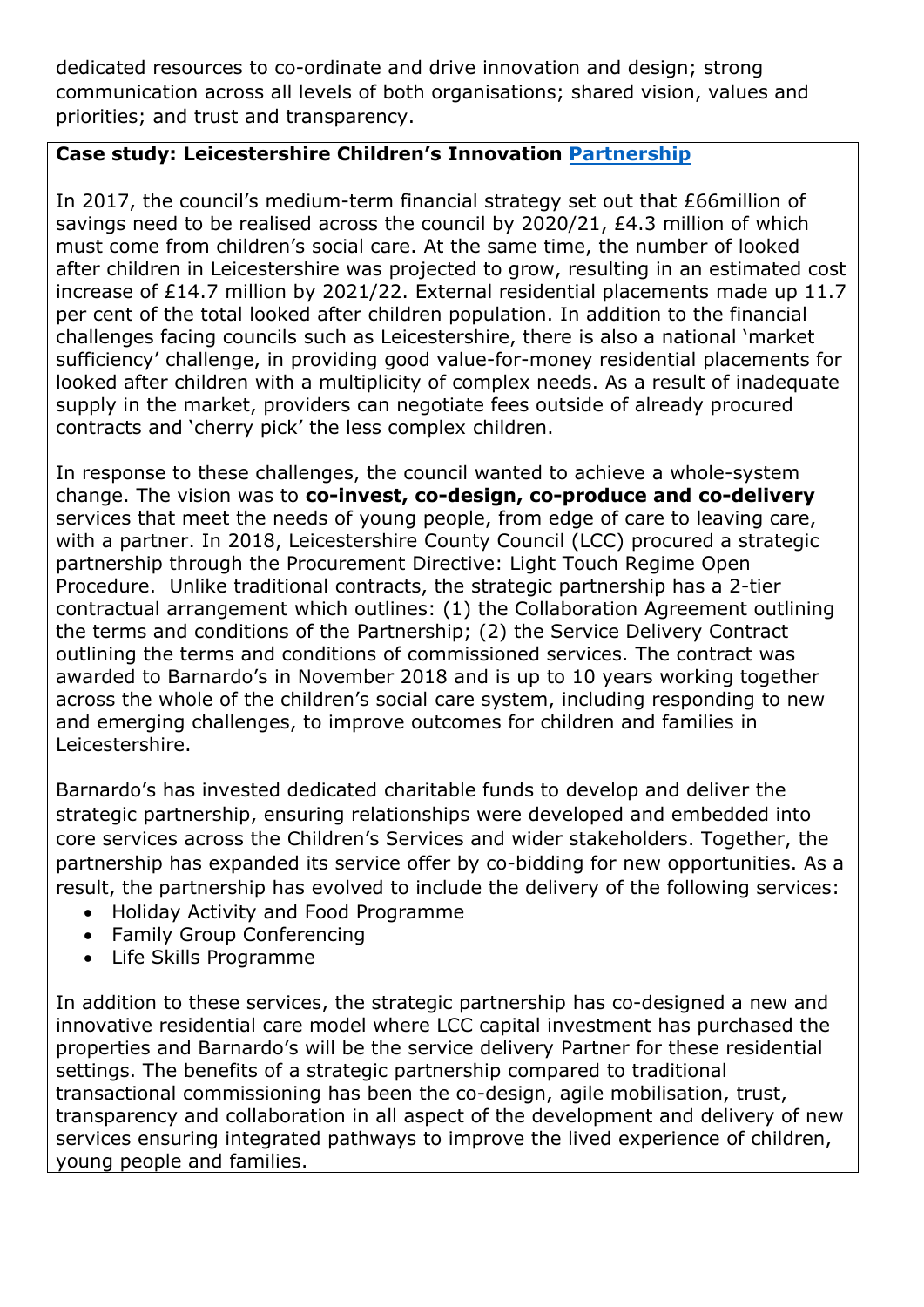dedicated resources to co-ordinate and drive innovation and design; strong communication across all levels of both organisations; shared vision, values and priorities; and trust and transparency.

**Case study: Leicestershire Children's Innovation Partnership**

In 2017, the council's medium-term financial strategy set out that £66million of savings need to be realised across the council by 2020/21, £4.3 million of which must come from children's social care. At the same time, the number of looked after children in Leicestershire was projected to grow, resulting in an estimated cost increase of £14.7 million by 2021/22. External residential placements made up 11.7 per cent of the total looked after children population. In addition to the financial challenges facing councils such as Leicestershire, there is also a national 'market sufficiency' challenge, in providing good value-for-money residential placements for looked after children with a multiplicity of complex needs. As a result of inadequate supply in the market, providers can negotiate fees outside of already procured contracts and 'cherry pick' the less complex children.

In response to these challenges, the council wanted to achieve a whole-system change. The vision was to **co-invest, co-design, co-produce and co-delivery** services that meet the needs of young people, from edge of care to leaving care, with a partner. In 2018, Leicestershire County Council (LCC) procured a strategic partnership through the Procurement Directive: Light Touch Regime Open Procedure. Unlike traditional contracts, the strategic partnership has a 2-tier contractual arrangement which outlines: (1) the Collaboration Agreement outlining the terms and conditions of the Partnership; (2) the Service Delivery Contract outlining the terms and conditions of commissioned services. The contract was awarded to Barnardo's in November 2018 and is up to 10 years working together across the whole of the children's social care system, including responding to new and emerging challenges, to improve outcomes for children and families in Leicestershire.

Barnardo's has invested dedicated charitable funds to develop and deliver the strategic partnership, ensuring relationships were developed and embedded into core services across the Children's Services and wider stakeholders. Together, the partnership has expanded its service offer by co-bidding for new opportunities. As a result, the partnership has evolved to include the delivery of the following services:

- Holiday Activity and Food Programme
- Family Group Conferencing
- Life Skills Programme

In addition to these services, the strategic partnership has co-designed a new and innovative residential care model where LCC capital investment has purchased the properties and Barnardo's will be the service delivery Partner for these residential settings. The benefits of a strategic partnership compared to traditional transactional commissioning has been the co-design, agile mobilisation, trust, transparency and collaboration in all aspect of the development and delivery of new services ensuring integrated pathways to improve the lived experience of children, young people and families.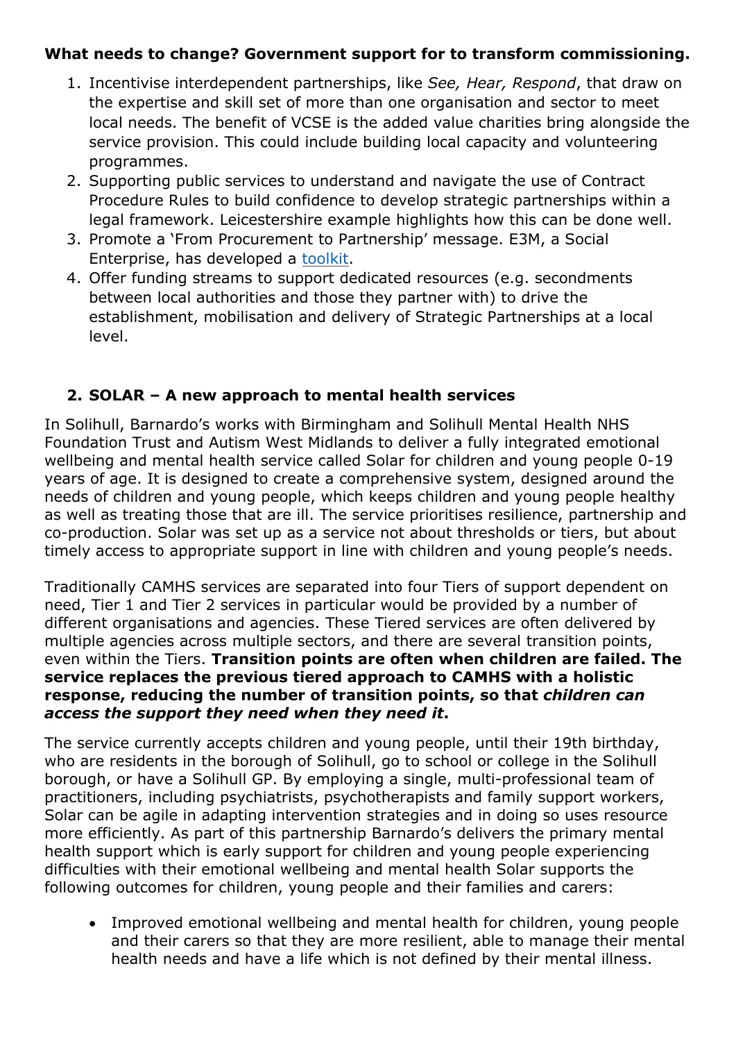**What needs to change? Government support for to transform commissioning.**

1. Incentivise interdependent partnerships, like *See, Hear, Respond*, that draw on the expertise and skill set of more than one organisation and sector to meet local needs. The benefit of VCSE is the added value charities bring alongside the service provision. This could include building local capacity and volunteering programmes.
2. Supporting public services to understand and navigate the use of Contract Procedure Rules to build confidence to develop strategic partnerships within a legal framework. Leicestershire example highlights how this can be done well.
3. Promote a 'From Procurement to Partnership' message. E3M, a Social Enterprise, has developed a toolkit.
4. Offer funding streams to support dedicated resources (e.g. secondments between local authorities and those they partner with) to drive the establishment, mobilisation and delivery of Strategic Partnerships at a local level.

## 2. SOLAR – A new approach to mental health services

In Solihull, Barnardo's works with Birmingham and Solihull Mental Health NHS Foundation Trust and Autism West Midlands to deliver a fully integrated emotional wellbeing and mental health service called Solar for children and young people 0-19 years of age. It is designed to create a comprehensive system, designed around the needs of children and young people, which keeps children and young people healthy as well as treating those that are ill. The service prioritises resilience, partnership and co-production. Solar was set up as a service not about thresholds or tiers, but about timely access to appropriate support in line with children and young people's needs.

Traditionally CAMHS services are separated into four Tiers of support dependent on need, Tier 1 and Tier 2 services in particular would be provided by a number of different organisations and agencies. These Tiered services are often delivered by multiple agencies across multiple sectors, and there are several transition points, even within the Tiers. **Transition points are often when children are failed. The service replaces the previous tiered approach to CAMHS with a holistic response, reducing the number of transition points, so that *children can access the support they need when they need it*.**

The service currently accepts children and young people, until their 19th birthday, who are residents in the borough of Solihull, go to school or college in the Solihull borough, or have a Solihull GP. By employing a single, multi-professional team of practitioners, including psychiatrists, psychotherapists and family support workers, Solar can be agile in adapting intervention strategies and in doing so uses resource more efficiently. As part of this partnership Barnardo's delivers the primary mental health support which is early support for children and young people experiencing difficulties with their emotional wellbeing and mental health Solar supports the following outcomes for children, young people and their families and carers:

- Improved emotional wellbeing and mental health for children, young people and their carers so that they are more resilient, able to manage their mental health needs and have a life which is not defined by their mental illness.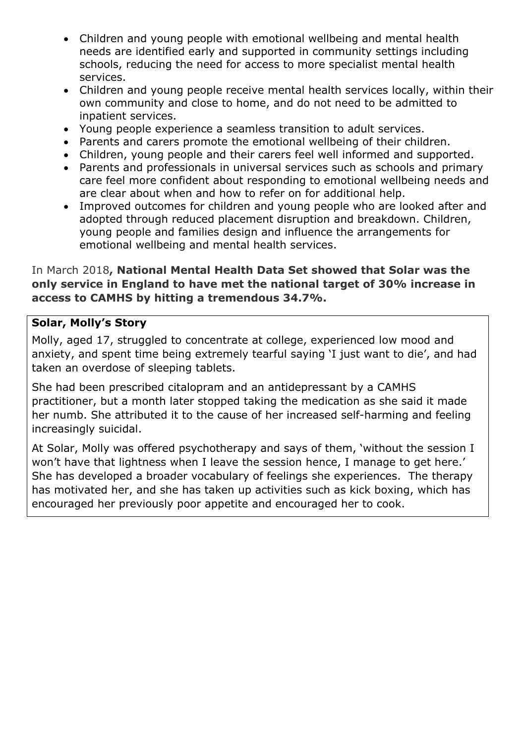- Children and young people with emotional wellbeing and mental health needs are identified early and supported in community settings including schools, reducing the need for access to more specialist mental health services.
- Children and young people receive mental health services locally, within their own community and close to home, and do not need to be admitted to inpatient services.
- Young people experience a seamless transition to adult services.
- Parents and carers promote the emotional wellbeing of their children.
- Children, young people and their carers feel well informed and supported.
- Parents and professionals in universal services such as schools and primary care feel more confident about responding to emotional wellbeing needs and are clear about when and how to refer on for additional help.
- Improved outcomes for children and young people who are looked after and adopted through reduced placement disruption and breakdown. Children, young people and families design and influence the arrangements for emotional wellbeing and mental health services.

In March 2018**, National Mental Health Data Set showed that Solar was the only service in England to have met the national target of 30% increase in access to CAMHS by hitting a tremendous 34.7%.**

**Solar, Molly's Story**

Molly, aged 17, struggled to concentrate at college, experienced low mood and anxiety, and spent time being extremely tearful saying 'I just want to die', and had taken an overdose of sleeping tablets.

She had been prescribed citalopram and an antidepressant by a CAMHS practitioner, but a month later stopped taking the medication as she said it made her numb. She attributed it to the cause of her increased self-harming and feeling increasingly suicidal.

At Solar, Molly was offered psychotherapy and says of them, 'without the session I won't have that lightness when I leave the session hence, I manage to get here.' She has developed a broader vocabulary of feelings she experiences. The therapy has motivated her, and she has taken up activities such as kick boxing, which has encouraged her previously poor appetite and encouraged her to cook.